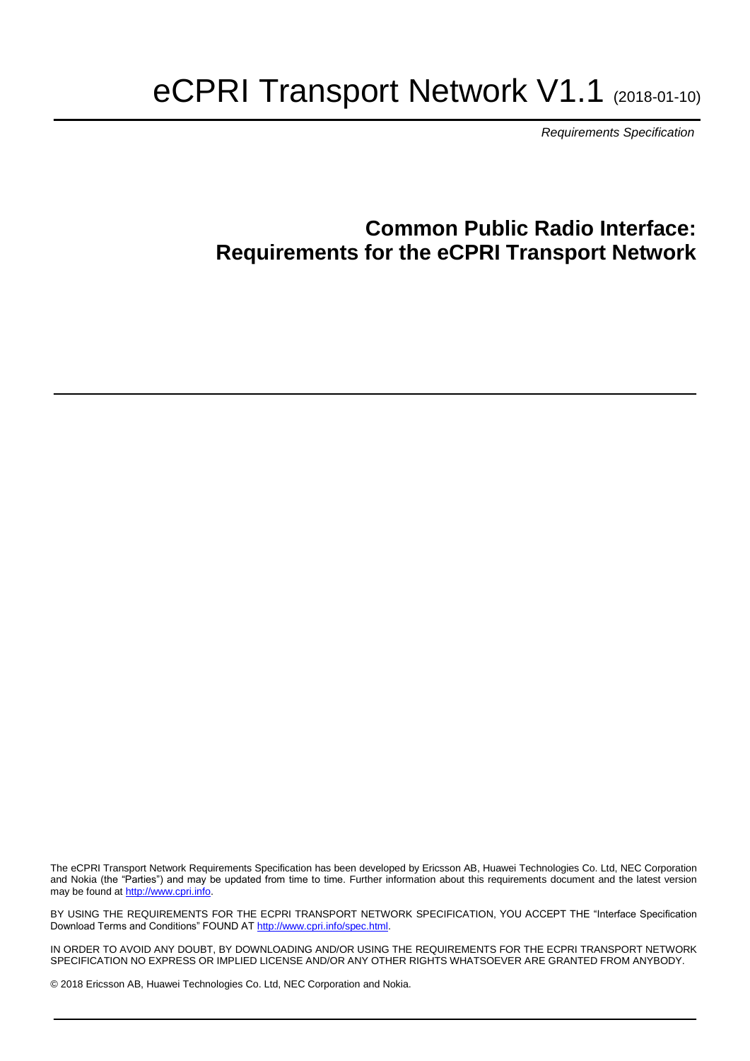# eCPRI Transport Network V1.1 (2018-01-10)

*Requirements Specification*

## Common Public Radio Interface: Requirements for the eCPRI Transport Network

The eCPRI Transport Network Requirements Specification has been developed by Ericsson AB, Huawei Technologies Co. Ltd, NEC Corporation and Nokia (the "Parties") and may be updated from time to time. Further information about this requirements document and the latest version may be found at http://www.cpri.info.

BY USING THE REQUIREMENTS FOR THE ECPRI TRANSPORT NETWORK SPECIFICATION, YOU ACCEPT THE "Interface Specification Download Terms and Conditions" FOUND AT http://www.cpri.info/spec.html.

IN ORDER TO AVOID ANY DOUBT, BY DOWNLOADING AND/OR USING THE REQUIREMENTS FOR THE ECPRI TRANSPORT NETWORK SPECIFICATION NO EXPRESS OR IMPLIED LICENSE AND/OR ANY OTHER RIGHTS WHATSOEVER ARE GRANTED FROM ANYBODY.

© 2018 Ericsson AB, Huawei Technologies Co. Ltd, NEC Corporation and Nokia.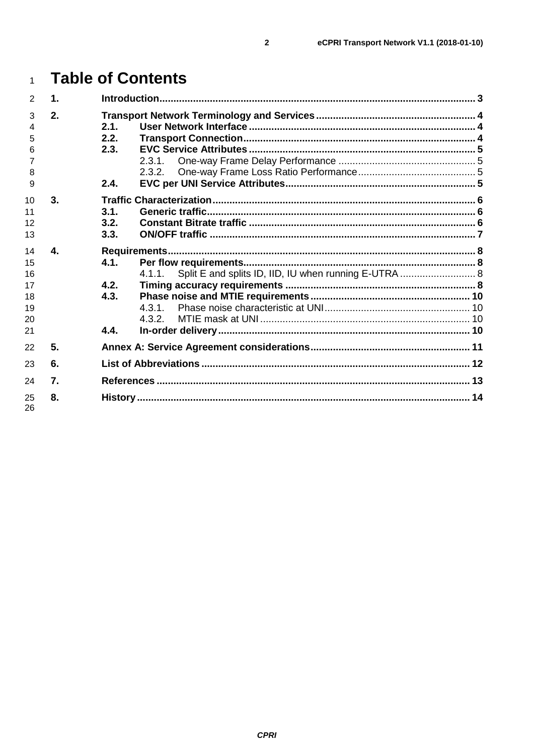# Table of Contents

- 1. Introduction ... 3
- 2. Transport Network Terminology and Services ... 4
  - 2.1. User Network Interface ... 4
  - 2.2. Transport Connection ... 4
  - 2.3. EVC Service Attributes ... 5
    - 2.3.1. One-way Frame Delay Performance ... 5
    - 2.3.2. One-way Frame Loss Ratio Performance ... 5
  - 2.4. EVC per UNI Service Attributes ... 5
- 3. Traffic Characterization ... 6
  - 3.1. Generic traffic ... 6
  - 3.2. Constant Bitrate traffic ... 6
  - 3.3. ON/OFF traffic ... 7
- 4. Requirements ... 8
  - 4.1. Per flow requirements ... 8
    - 4.1.1. Split E and splits ID, IID, IU when running E-UTRA ... 8
  - 4.2. Timing accuracy requirements ... 8
  - 4.3. Phase noise and MTIE requirements ... 10
    - 4.3.1. Phase noise characteristic at UNI ... 10
    - 4.3.2. MTIE mask at UNI ... 10
  - 4.4. In-order delivery ... 10
- 5. Annex A: Service Agreement considerations ... 11
- 6. List of Abbreviations ... 12
- 7. References ... 13
- 8. History ... 14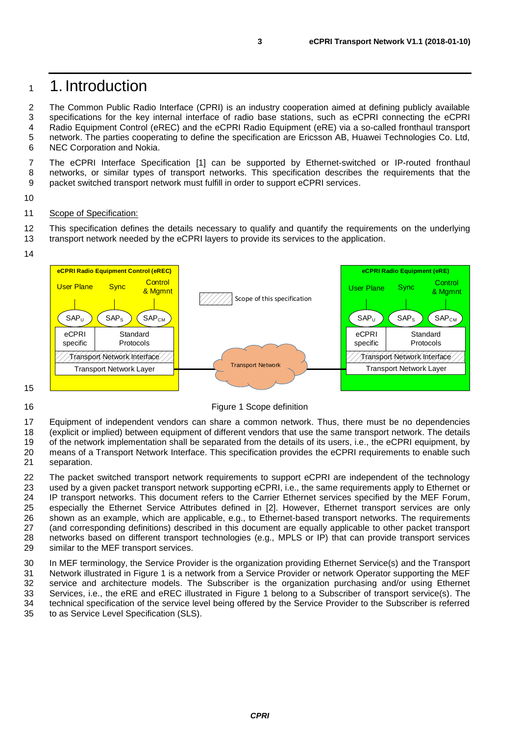# 1. Introduction

The Common Public Radio Interface (CPRI) is an industry cooperation aimed at defining publicly available specifications for the key internal interface of radio base stations, such as eCPRI connecting the eCPRI Radio Equipment Control (eREC) and the eCPRI Radio Equipment (eRE) via a so-called fronthaul transport network. The parties cooperating to define the specification are Ericsson AB, Huawei Technologies Co. Ltd, NEC Corporation and Nokia.

The eCPRI Interface Specification [1] can be supported by Ethernet-switched or IP-routed fronthaul networks, or similar types of transport networks. This specification describes the requirements that the packet switched transport network must fulfill in order to support eCPRI services.

Scope of Specification:

This specification defines the details necessary to qualify and quantify the requirements on the underlying transport network needed by the eCPRI layers to provide its services to the application.

Figure 1 Scope definition

Equipment of independent vendors can share a common network. Thus, there must be no dependencies (explicit or implied) between equipment of different vendors that use the same transport network. The details of the network implementation shall be separated from the details of its users, i.e., the eCPRI equipment, by means of a Transport Network Interface. This specification provides the eCPRI requirements to enable such separation.

The packet switched transport network requirements to support eCPRI are independent of the technology used by a given packet transport network supporting eCPRI, i.e., the same requirements apply to Ethernet or IP transport networks. This document refers to the Carrier Ethernet services specified by the MEF Forum, especially the Ethernet Service Attributes defined in [2]. However, Ethernet transport services are only shown as an example, which are applicable, e.g., to Ethernet-based transport networks. The requirements (and corresponding definitions) described in this document are equally applicable to other packet transport networks based on different transport technologies (e.g., MPLS or IP) that can provide transport services similar to the MEF transport services.

In MEF terminology, the Service Provider is the organization providing Ethernet Service(s) and the Transport Network illustrated in Figure 1 is a network from a Service Provider or network Operator supporting the MEF service and architecture models. The Subscriber is the organization purchasing and/or using Ethernet Services, i.e., the eRE and eREC illustrated in Figure 1 belong to a Subscriber of transport service(s). The technical specification of the service level being offered by the Service Provider to the Subscriber is referred to as Service Level Specification (SLS).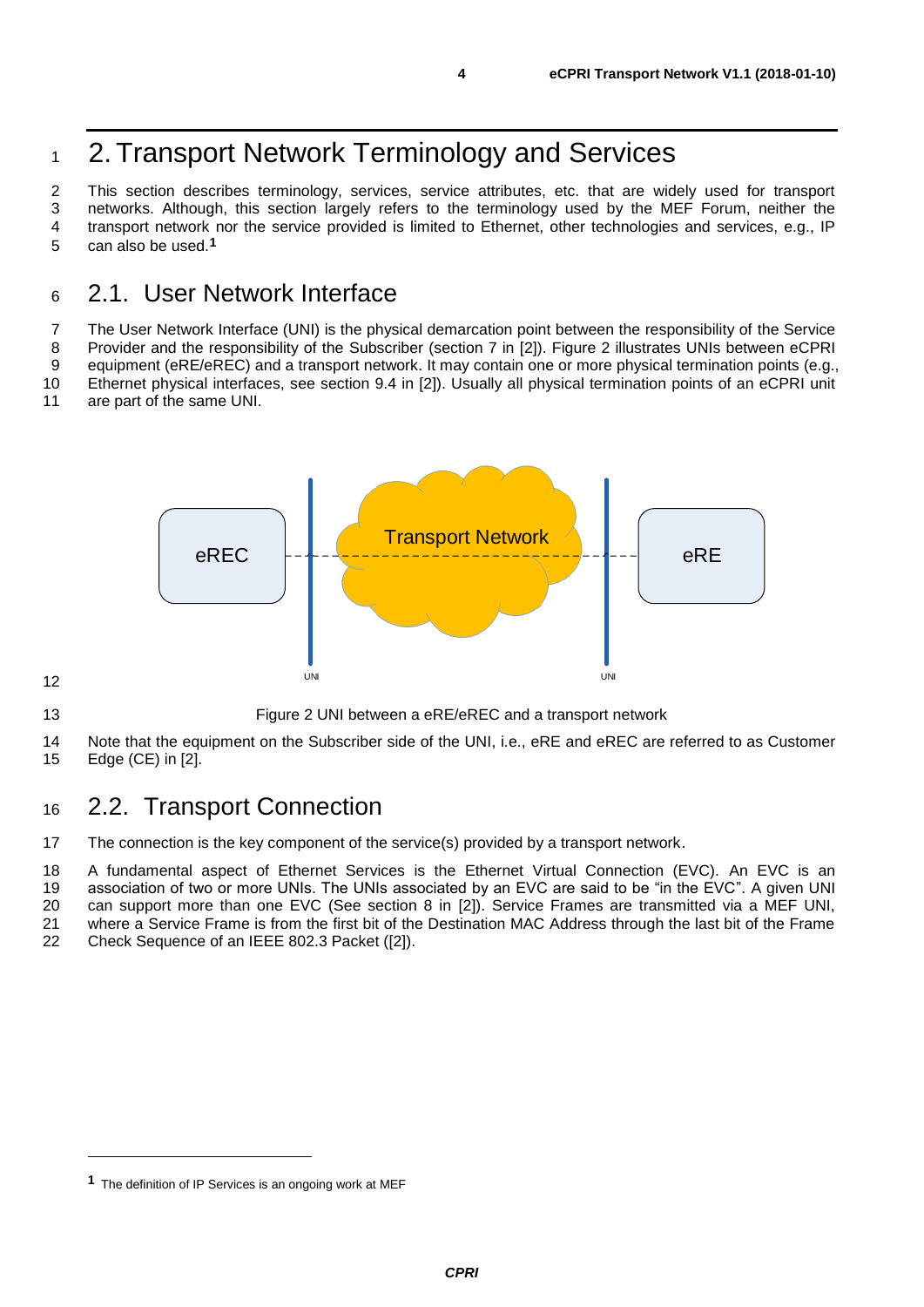# 2. Transport Network Terminology and Services

This section describes terminology, services, service attributes, etc. that are widely used for transport networks. Although, this section largely refers to the terminology used by the MEF Forum, neither the transport network nor the service provided is limited to Ethernet, other technologies and services, e.g., IP can also be used.[1]

## 2.1. User Network Interface

The User Network Interface (UNI) is the physical demarcation point between the responsibility of the Service Provider and the responsibility of the Subscriber (section 7 in [2]). Figure 2 illustrates UNIs between eCPRI equipment (eRE/eREC) and a transport network. It may contain one or more physical termination points (e.g., Ethernet physical interfaces, see section 9.4 in [2]). Usually all physical termination points of an eCPRI unit are part of the same UNI.

Figure 2 UNI between a eRE/eREC and a transport network

Note that the equipment on the Subscriber side of the UNI, i.e., eRE and eREC are referred to as Customer Edge (CE) in [2].

## 2.2. Transport Connection

The connection is the key component of the service(s) provided by a transport network.

A fundamental aspect of Ethernet Services is the Ethernet Virtual Connection (EVC). An EVC is an association of two or more UNIs. The UNIs associated by an EVC are said to be "in the EVC". A given UNI can support more than one EVC (See section 8 in [2]). Service Frames are transmitted via a MEF UNI, where a Service Frame is from the first bit of the Destination MAC Address through the last bit of the Frame Check Sequence of an IEEE 802.3 Packet ([2]).

[1] The definition of IP Services is an ongoing work at MEF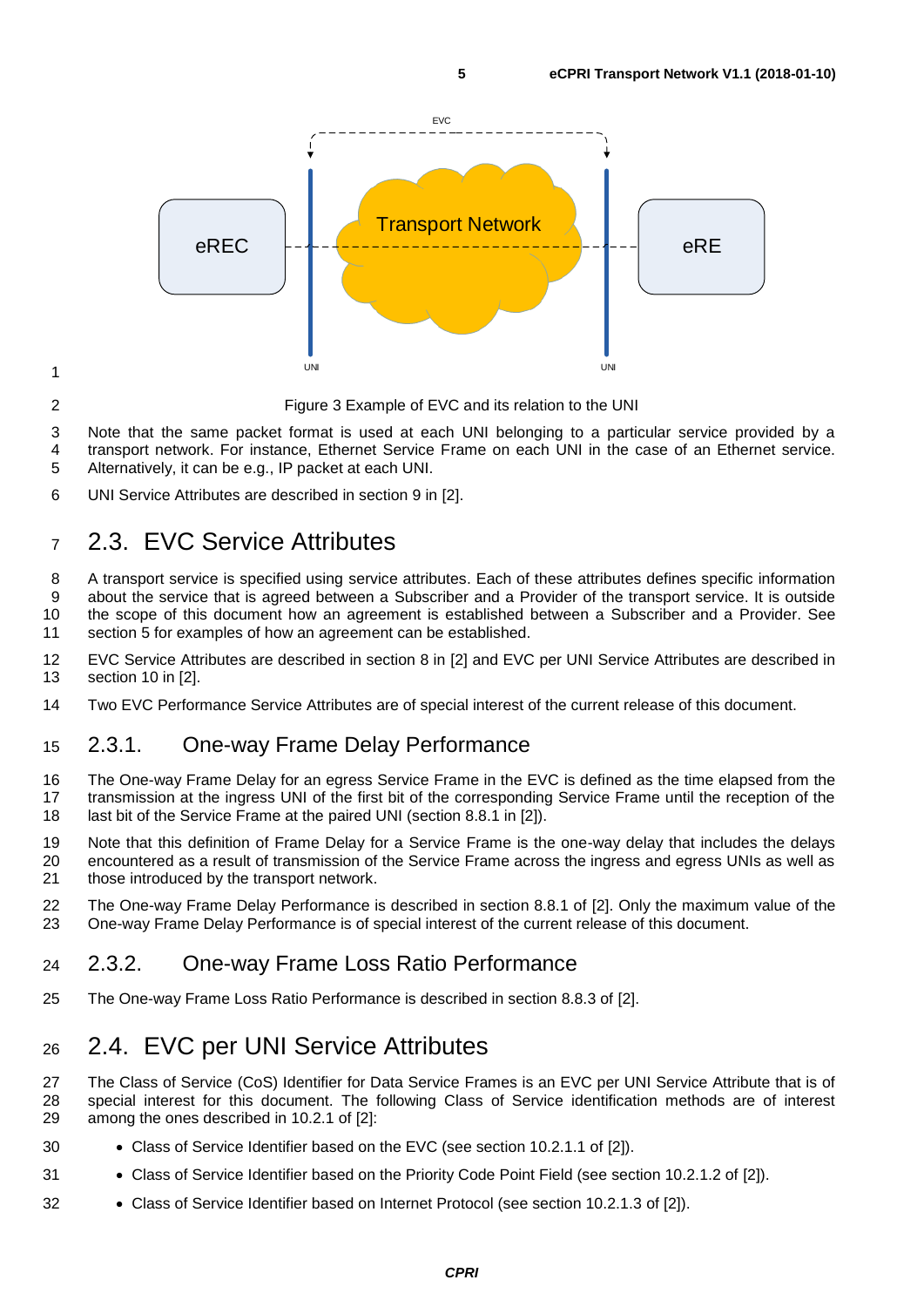Figure 3 Example of EVC and its relation to the UNI

Note that the same packet format is used at each UNI belonging to a particular service provided by a transport network. For instance, Ethernet Service Frame on each UNI in the case of an Ethernet service. Alternatively, it can be e.g., IP packet at each UNI.

UNI Service Attributes are described in section 9 in [2].

## 2.3. EVC Service Attributes

A transport service is specified using service attributes. Each of these attributes defines specific information about the service that is agreed between a Subscriber and a Provider of the transport service. It is outside the scope of this document how an agreement is established between a Subscriber and a Provider. See section 5 for examples of how an agreement can be established.

EVC Service Attributes are described in section 8 in [2] and EVC per UNI Service Attributes are described in section 10 in [2].

Two EVC Performance Service Attributes are of special interest of the current release of this document.

### 2.3.1. One-way Frame Delay Performance

The One-way Frame Delay for an egress Service Frame in the EVC is defined as the time elapsed from the transmission at the ingress UNI of the first bit of the corresponding Service Frame until the reception of the last bit of the Service Frame at the paired UNI (section 8.8.1 in [2]).

Note that this definition of Frame Delay for a Service Frame is the one-way delay that includes the delays encountered as a result of transmission of the Service Frame across the ingress and egress UNIs as well as those introduced by the transport network.

The One-way Frame Delay Performance is described in section 8.8.1 of [2]. Only the maximum value of the One-way Frame Delay Performance is of special interest of the current release of this document.

### 2.3.2. One-way Frame Loss Ratio Performance

The One-way Frame Loss Ratio Performance is described in section 8.8.3 of [2].

## 2.4. EVC per UNI Service Attributes

The Class of Service (CoS) Identifier for Data Service Frames is an EVC per UNI Service Attribute that is of special interest for this document. The following Class of Service identification methods are of interest among the ones described in 10.2.1 of [2]:

- Class of Service Identifier based on the EVC (see section 10.2.1.1 of [2]).
- Class of Service Identifier based on the Priority Code Point Field (see section 10.2.1.2 of [2]).
- Class of Service Identifier based on Internet Protocol (see section 10.2.1.3 of [2]).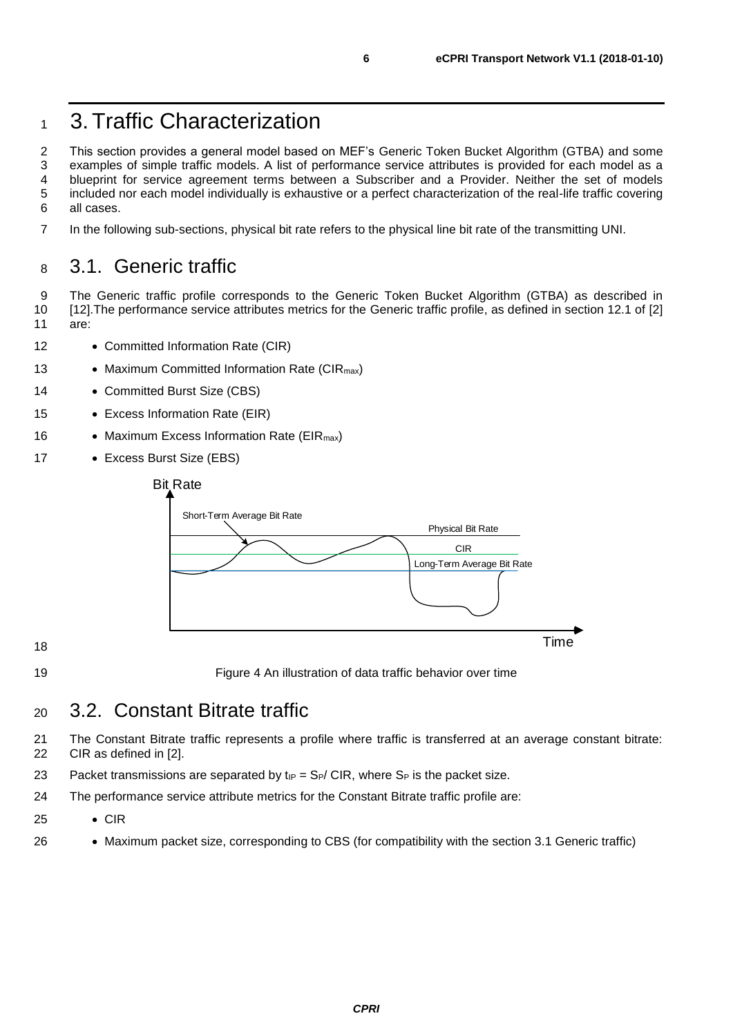# 3. Traffic Characterization

This section provides a general model based on MEF's Generic Token Bucket Algorithm (GTBA) and some examples of simple traffic models. A list of performance service attributes is provided for each model as a blueprint for service agreement terms between a Subscriber and a Provider. Neither the set of models included nor each model individually is exhaustive or a perfect characterization of the real-life traffic covering all cases.

In the following sub-sections, physical bit rate refers to the physical line bit rate of the transmitting UNI.

## 3.1. Generic traffic

The Generic traffic profile corresponds to the Generic Token Bucket Algorithm (GTBA) as described in [12].The performance service attributes metrics for the Generic traffic profile, as defined in section 12.1 of [2] are:

- Committed Information Rate (CIR)
- Maximum Committed Information Rate ($CIR_{max}$)
- Committed Burst Size (CBS)
- Excess Information Rate (EIR)
- Maximum Excess Information Rate ($EIR_{max}$)
- Excess Burst Size (EBS)

Figure 4 An illustration of data traffic behavior over time

## 3.2. Constant Bitrate traffic

The Constant Bitrate traffic represents a profile where traffic is transferred at an average constant bitrate: CIR as defined in [2].

Packet transmissions are separated by $t_{IP} = S_P / CIR$, where $S_P$ is the packet size.

The performance service attribute metrics for the Constant Bitrate traffic profile are:

- CIR
- Maximum packet size, corresponding to CBS (for compatibility with the section 3.1 Generic traffic)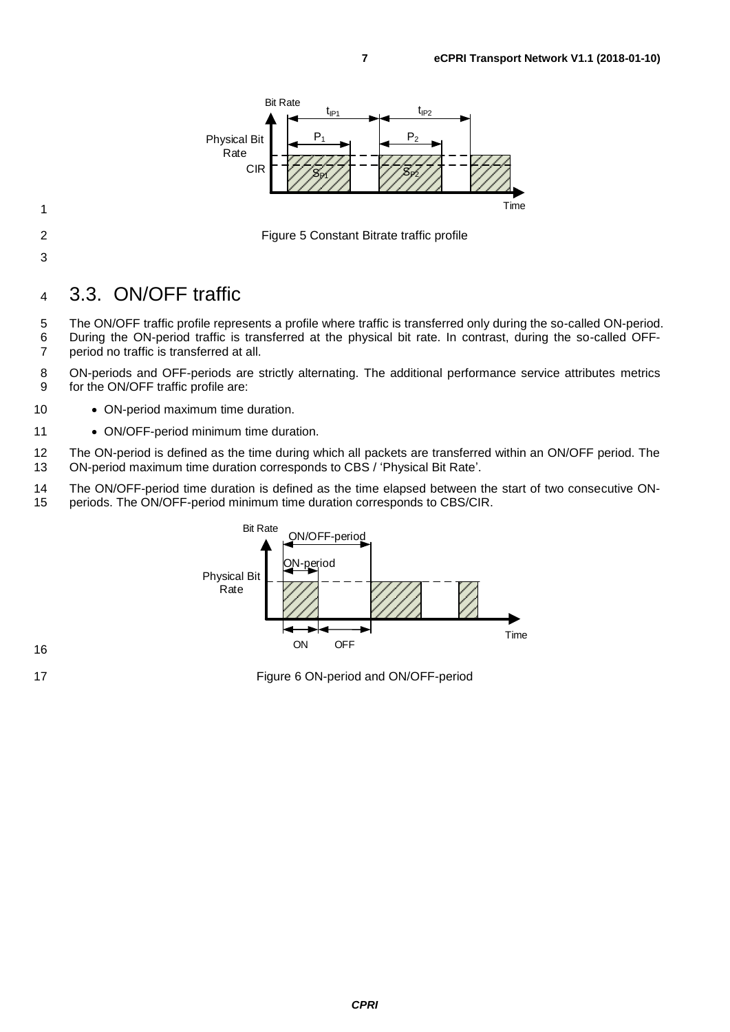Figure 5 Constant Bitrate traffic profile

## 3.3. ON/OFF traffic

The ON/OFF traffic profile represents a profile where traffic is transferred only during the so-called ON-period. During the ON-period traffic is transferred at the physical bit rate. In contrast, during the so-called OFF-period no traffic is transferred at all.

ON-periods and OFF-periods are strictly alternating. The additional performance service attributes metrics for the ON/OFF traffic profile are:

- ON-period maximum time duration.
- ON/OFF-period minimum time duration.

The ON-period is defined as the time during which all packets are transferred within an ON/OFF period. The ON-period maximum time duration corresponds to CBS / 'Physical Bit Rate'.

The ON/OFF-period time duration is defined as the time elapsed between the start of two consecutive ON-periods. The ON/OFF-period minimum time duration corresponds to CBS/CIR.

Figure 6 ON-period and ON/OFF-period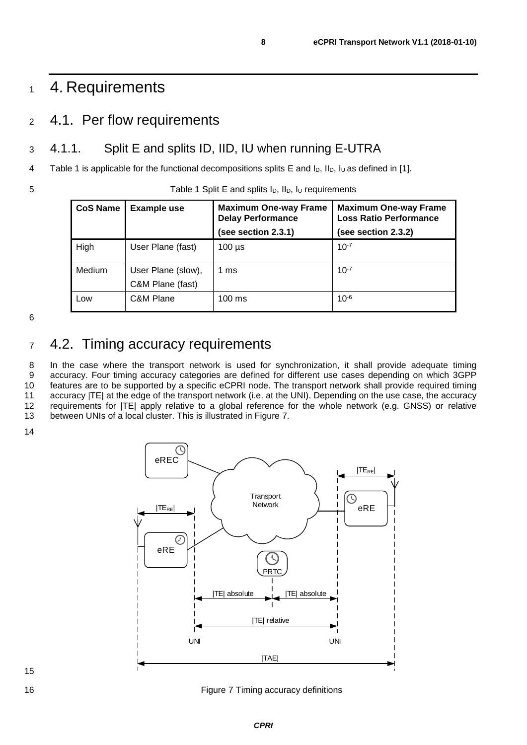# 4. Requirements

## 4.1. Per flow requirements

### 4.1.1. Split E and splits ID, IID, IU when running E-UTRA

Table 1 is applicable for the functional decompositions splits E and $I_D$, $II_D$, $I_U$ as defined in [1].

Table 1 Split E and splits $I_D$, $II_D$, $I_U$ requirements

| CoS Name | Example use | Maximum One-way Frame Delay Performance (see section 2.3.1) | Maximum One-way Frame Loss Ratio Performance (see section 2.3.2) |
|---|---|---|---|
| High | User Plane (fast) | 100 µs | $10^{-7}$ |
| Medium | User Plane (slow), C&M Plane (fast) | 1 ms | $10^{-7}$ |
| Low | C&M Plane | 100 ms | $10^{-6}$ |

## 4.2. Timing accuracy requirements

In the case where the transport network is used for synchronization, it shall provide adequate timing accuracy. Four timing accuracy categories are defined for different use cases depending on which 3GPP features are to be supported by a specific eCPRI node. The transport network shall provide required timing accuracy |TE| at the edge of the transport network (i.e. at the UNI). Depending on the use case, the accuracy requirements for |TE| apply relative to a global reference for the whole network (e.g. GNSS) or relative between UNIs of a local cluster. This is illustrated in Figure 7.

Figure 7 Timing accuracy definitions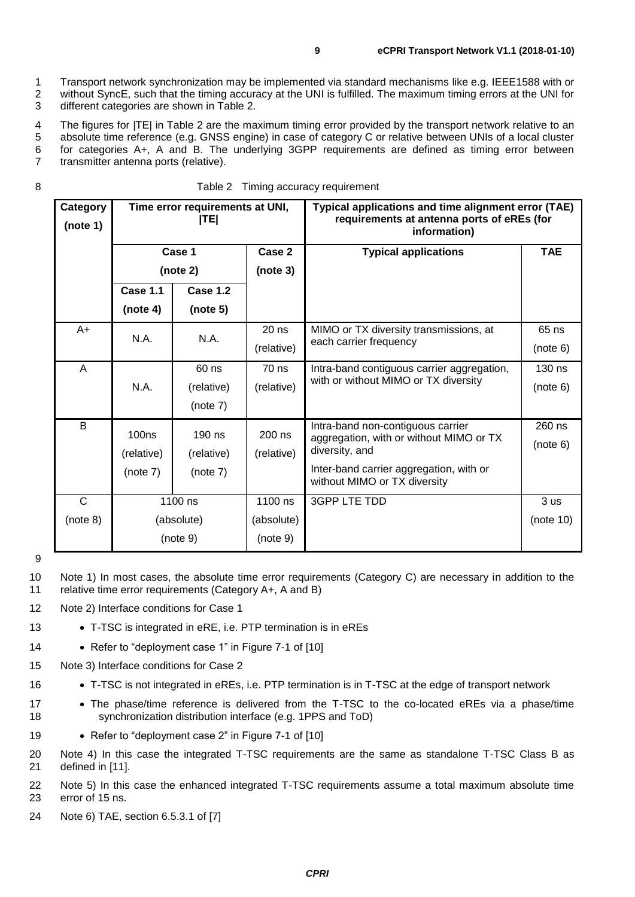Transport network synchronization may be implemented via standard mechanisms like e.g. IEEE1588 with or without SyncE, such that the timing accuracy at the UNI is fulfilled. The maximum timing errors at the UNI for different categories are shown in Table 2.

The figures for |TE| in Table 2 are the maximum timing error provided by the transport network relative to an absolute time reference (e.g. GNSS engine) in case of category C or relative between UNIs of a local cluster for categories A+, A and B. The underlying 3GPP requirements are defined as timing error between transmitter antenna ports (relative).

Table 2 Timing accuracy requirement

| **Category (note 1)** | **Time error requirements at UNI, \|TE\|** | | | **Typical applications and time alignment error (TAE) requirements at antenna ports of eREs (for information)** | |
|---|---|---|---|---|---|
| | **Case 1 (note 2)** | | **Case 2 (note 3)** | **Typical applications** | **TAE** |
| | **Case 1.1 (note 4)** | **Case 1.2 (note 5)** | | | |
| A+ | N.A. | N.A. | 20 ns (relative) | MIMO or TX diversity transmissions, at each carrier frequency | 65 ns (note 6) |
| A | N.A. | 60 ns (relative) (note 7) | 70 ns (relative) | Intra-band contiguous carrier aggregation, with or without MIMO or TX diversity | 130 ns (note 6) |
| B | 100ns (relative) (note 7) | 190 ns (relative) (note 7) | 200 ns (relative) | Intra-band non-contiguous carrier aggregation, with or without MIMO or TX diversity, and<br>Inter-band carrier aggregation, with or without MIMO or TX diversity | 260 ns (note 6) |
| C (note 8) | 1100 ns (absolute) (note 9) | | 1100 ns (absolute) (note 9) | 3GPP LTE TDD | 3 us (note 10) |

Note 1) In most cases, the absolute time error requirements (Category C) are necessary in addition to the relative time error requirements (Category A+, A and B)

Note 2) Interface conditions for Case 1

- T-TSC is integrated in eRE, i.e. PTP termination is in eREs
- Refer to "deployment case 1" in Figure 7-1 of [10]

Note 3) Interface conditions for Case 2

- T-TSC is not integrated in eREs, i.e. PTP termination is in T-TSC at the edge of transport network
- The phase/time reference is delivered from the T-TSC to the co-located eREs via a phase/time synchronization distribution interface (e.g. 1PPS and ToD)
- Refer to "deployment case 2" in Figure 7-1 of [10]

Note 4) In this case the integrated T-TSC requirements are the same as standalone T-TSC Class B as defined in [11].

Note 5) In this case the enhanced integrated T-TSC requirements assume a total maximum absolute time error of 15 ns.

Note 6) TAE, section 6.5.3.1 of [7]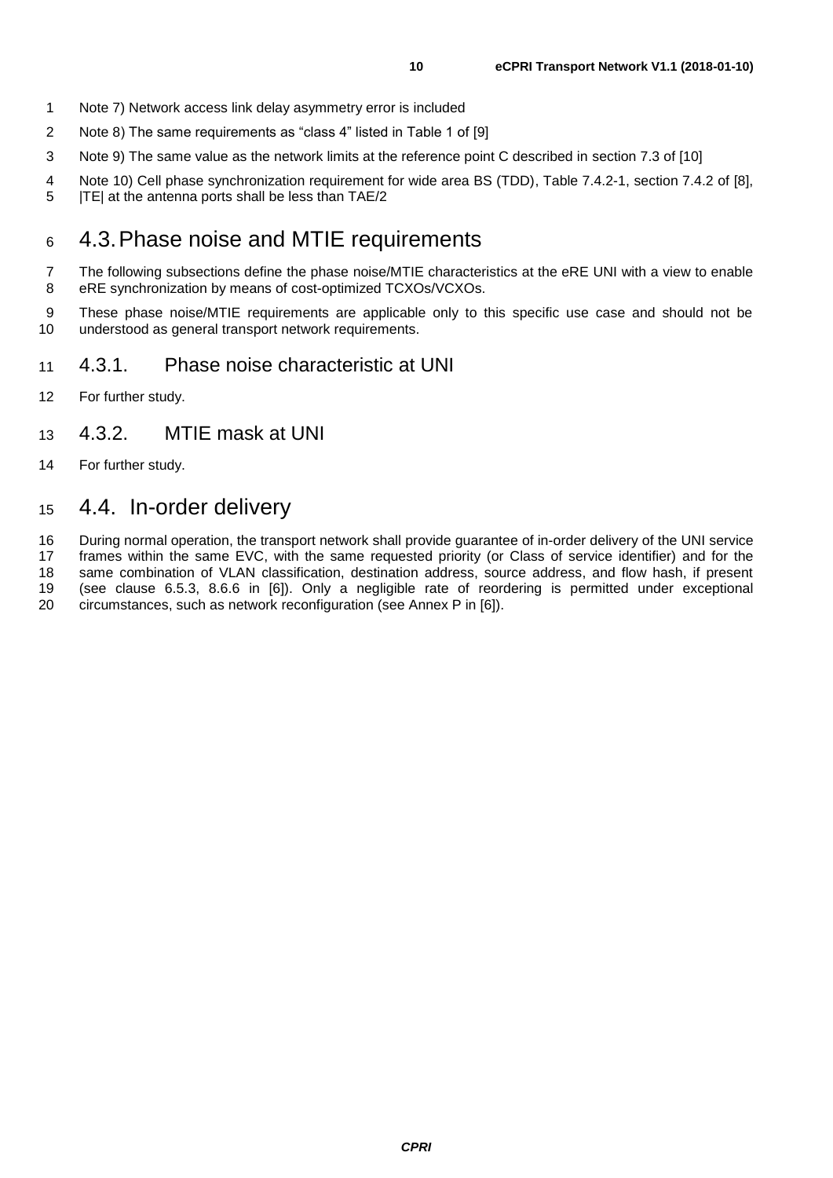Note 7) Network access link delay asymmetry error is included

Note 8) The same requirements as "class 4" listed in Table 1 of [9]

Note 9) The same value as the network limits at the reference point C described in section 7.3 of [10]

Note 10) Cell phase synchronization requirement for wide area BS (TDD), Table 7.4.2-1, section 7.4.2 of [8], |TE| at the antenna ports shall be less than TAE/2

## 4.3. Phase noise and MTIE requirements

The following subsections define the phase noise/MTIE characteristics at the eRE UNI with a view to enable eRE synchronization by means of cost-optimized TCXOs/VCXOs.

These phase noise/MTIE requirements are applicable only to this specific use case and should not be understood as general transport network requirements.

### 4.3.1. Phase noise characteristic at UNI

For further study.

### 4.3.2. MTIE mask at UNI

For further study.

## 4.4. In-order delivery

During normal operation, the transport network shall provide guarantee of in-order delivery of the UNI service frames within the same EVC, with the same requested priority (or Class of service identifier) and for the same combination of VLAN classification, destination address, source address, and flow hash, if present (see clause 6.5.3, 8.6.6 in [6]). Only a negligible rate of reordering is permitted under exceptional circumstances, such as network reconfiguration (see Annex P in [6]).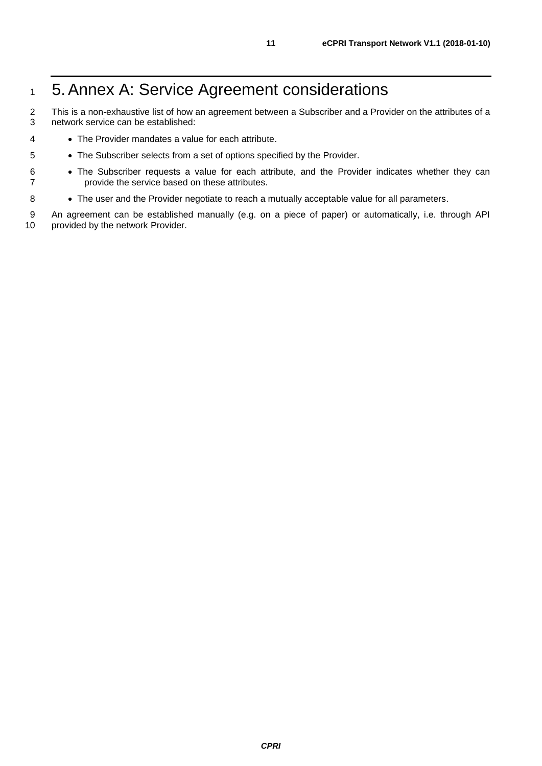# 5. Annex A: Service Agreement considerations

This is a non-exhaustive list of how an agreement between a Subscriber and a Provider on the attributes of a network service can be established:

- The Provider mandates a value for each attribute.
- The Subscriber selects from a set of options specified by the Provider.
- The Subscriber requests a value for each attribute, and the Provider indicates whether they can provide the service based on these attributes.
- The user and the Provider negotiate to reach a mutually acceptable value for all parameters.

An agreement can be established manually (e.g. on a piece of paper) or automatically, i.e. through API provided by the network Provider.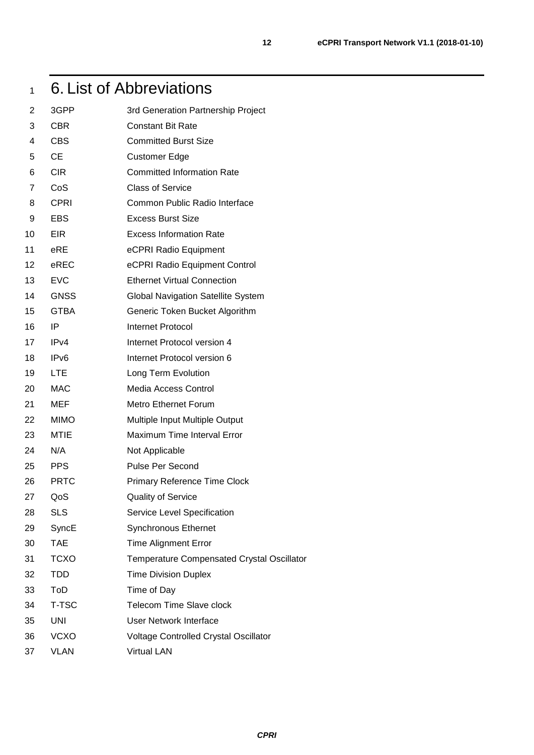# 6. List of Abbreviations

| | |
|---|---|
| 3GPP | 3rd Generation Partnership Project |
| CBR | Constant Bit Rate |
| CBS | Committed Burst Size |
| CE | Customer Edge |
| CIR | Committed Information Rate |
| CoS | Class of Service |
| CPRI | Common Public Radio Interface |
| EBS | Excess Burst Size |
| EIR | Excess Information Rate |
| eRE | eCPRI Radio Equipment |
| eREC | eCPRI Radio Equipment Control |
| EVC | Ethernet Virtual Connection |
| GNSS | Global Navigation Satellite System |
| GTBA | Generic Token Bucket Algorithm |
| IP | Internet Protocol |
| IPv4 | Internet Protocol version 4 |
| IPv6 | Internet Protocol version 6 |
| LTE | Long Term Evolution |
| MAC | Media Access Control |
| MEF | Metro Ethernet Forum |
| MIMO | Multiple Input Multiple Output |
| MTIE | Maximum Time Interval Error |
| N/A | Not Applicable |
| PPS | Pulse Per Second |
| PRTC | Primary Reference Time Clock |
| QoS | Quality of Service |
| SLS | Service Level Specification |
| SyncE | Synchronous Ethernet |
| TAE | Time Alignment Error |
| TCXO | Temperature Compensated Crystal Oscillator |
| TDD | Time Division Duplex |
| ToD | Time of Day |
| T-TSC | Telecom Time Slave clock |
| UNI | User Network Interface |
| VCXO | Voltage Controlled Crystal Oscillator |
| VLAN | Virtual LAN |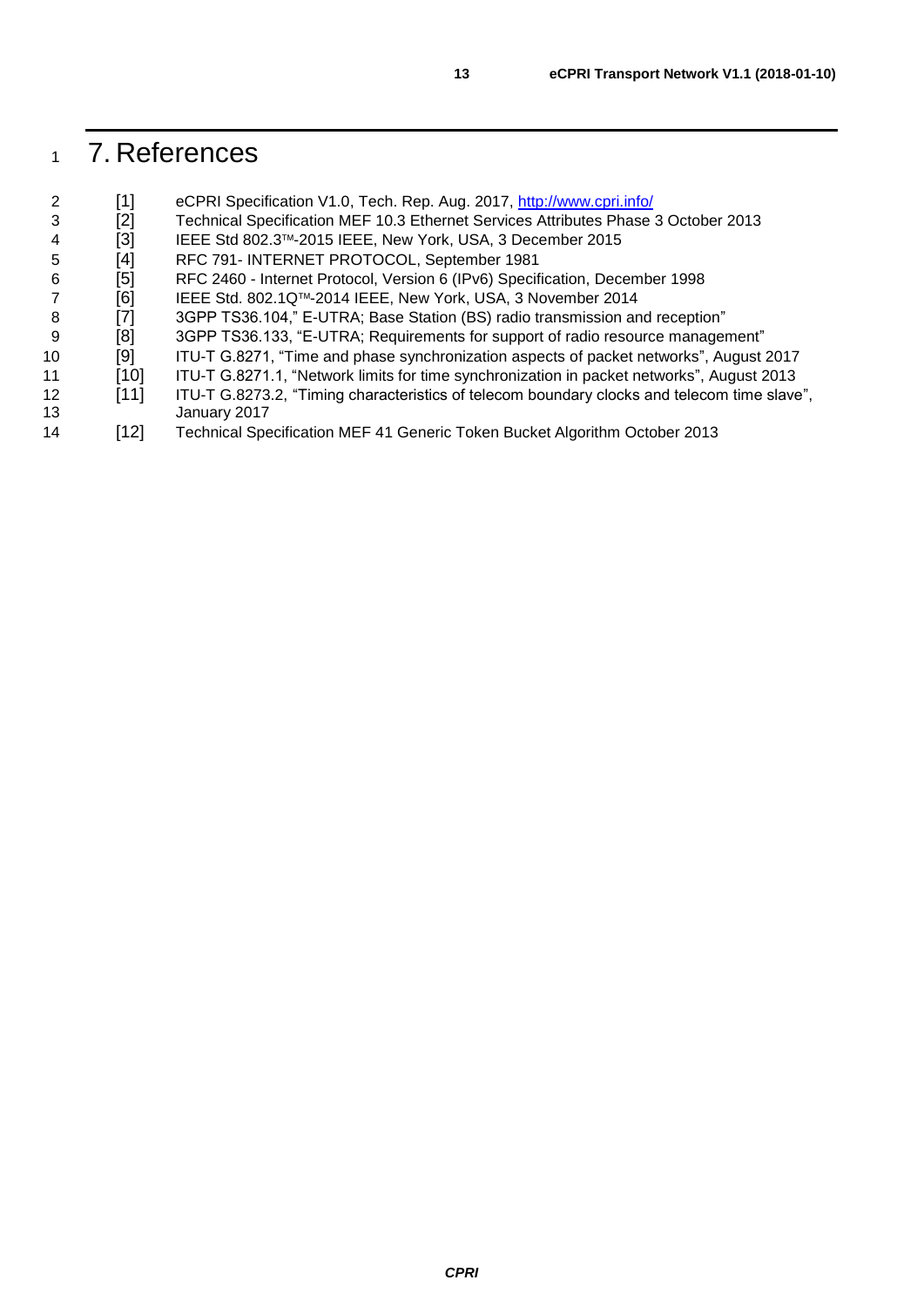# 7. References

[1] eCPRI Specification V1.0, Tech. Rep. Aug. 2017, http://www.cpri.info/

[2] Technical Specification MEF 10.3 Ethernet Services Attributes Phase 3 October 2013

[3] IEEE Std 802.3™-2015 IEEE, New York, USA, 3 December 2015

[4] RFC 791- INTERNET PROTOCOL, September 1981

[5] RFC 2460 - Internet Protocol, Version 6 (IPv6) Specification, December 1998

[6] IEEE Std. 802.1Q™-2014 IEEE, New York, USA, 3 November 2014

[7] 3GPP TS36.104," E-UTRA; Base Station (BS) radio transmission and reception"

[8] 3GPP TS36.133, "E-UTRA; Requirements for support of radio resource management"

[9] ITU-T G.8271, "Time and phase synchronization aspects of packet networks", August 2017

[10] ITU-T G.8271.1, "Network limits for time synchronization in packet networks", August 2013

[11] ITU-T G.8273.2, "Timing characteristics of telecom boundary clocks and telecom time slave", January 2017

[12] Technical Specification MEF 41 Generic Token Bucket Algorithm October 2013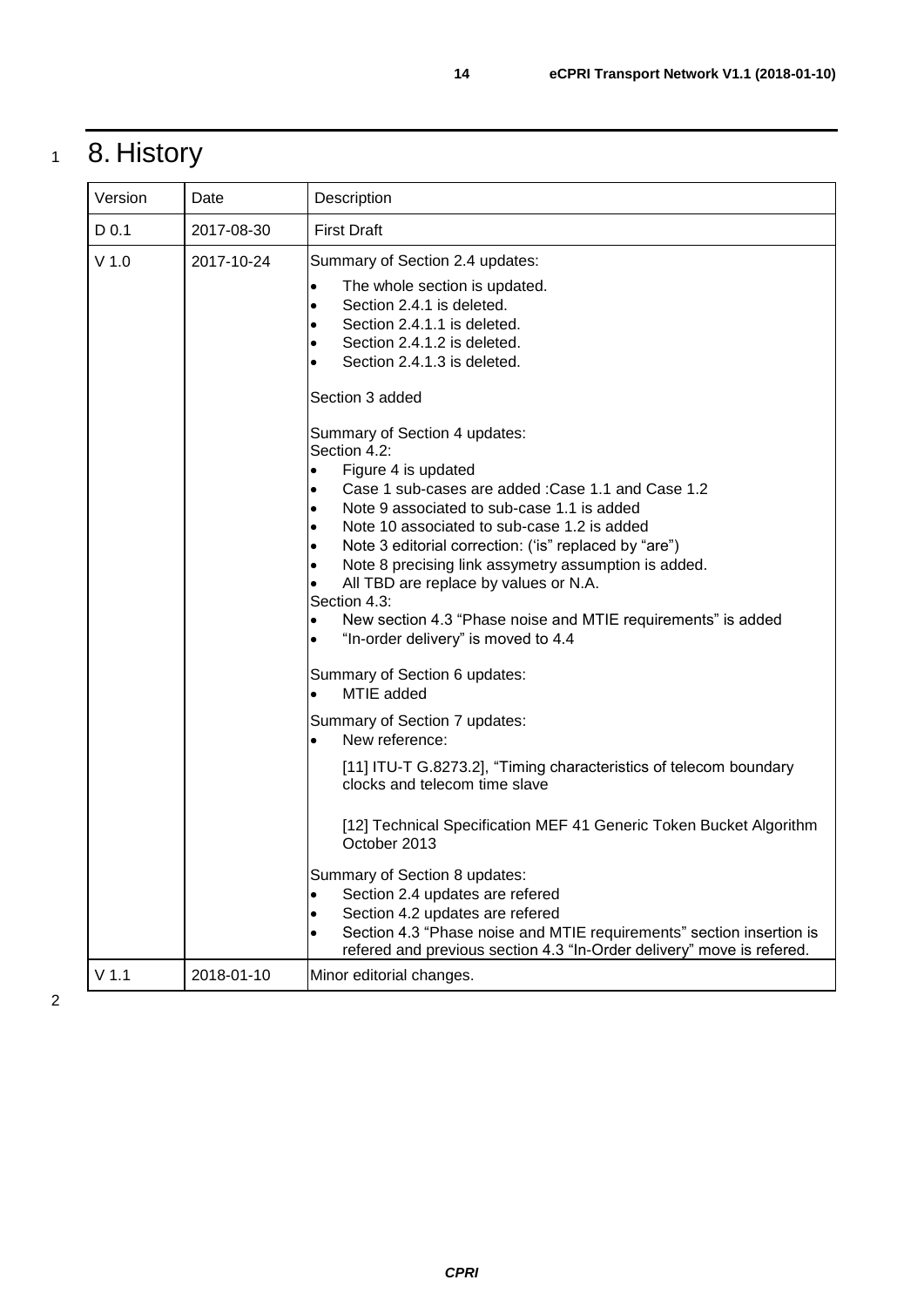# 8. History

| Version | Date | Description |
|---|---|---|
| D 0.1 | 2017-08-30 | First Draft |
| V 1.0 | 2017-10-24 | Summary of Section 2.4 updates:<br>• The whole section is updated.<br>• Section 2.4.1 is deleted.<br>• Section 2.4.1.1 is deleted.<br>• Section 2.4.1.2 is deleted.<br>• Section 2.4.1.3 is deleted.<br><br>Section 3 added<br><br>Summary of Section 4 updates:<br>Section 4.2:<br>• Figure 4 is updated<br>• Case 1 sub-cases are added :Case 1.1 and Case 1.2<br>• Note 9 associated to sub-case 1.1 is added<br>• Note 10 associated to sub-case 1.2 is added<br>• Note 3 editorial correction: ('is" replaced by "are")<br>• Note 8 precising link assymetry assumption is added.<br>• All TBD are replace by values or N.A.<br>Section 4.3:<br>• New section 4.3 "Phase noise and MTIE requirements" is added<br>• "In-order delivery" is moved to 4.4<br><br>Summary of Section 6 updates:<br>• MTIE added<br><br>Summary of Section 7 updates:<br>• New reference:<br>[11] ITU-T G.8273.2], "Timing characteristics of telecom boundary clocks and telecom time slave<br><br>[12] Technical Specification MEF 41 Generic Token Bucket Algorithm October 2013<br><br>Summary of Section 8 updates:<br>• Section 2.4 updates are refered<br>• Section 4.2 updates are refered<br>• Section 4.3 "Phase noise and MTIE requirements" section insertion is refered and previous section 4.3 "In-Order delivery" move is refered. |
| V 1.1 | 2018-01-10 | Minor editorial changes. |